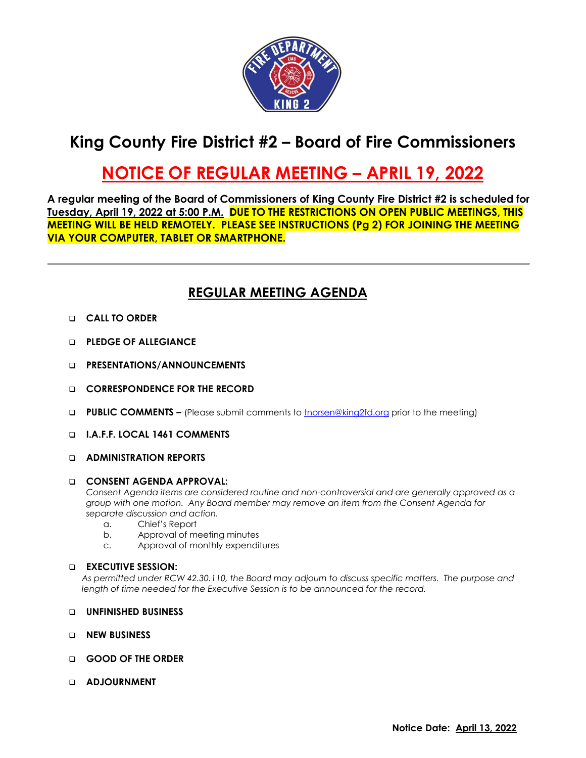# King County Fire District #2 – Board of Fire Commissioners

## NOTICE OF REGULAR MEETING – APRIL 19, 2022

**A regular meeting of the Board of Commissioners of King County Fire District #2 is scheduled for Tuesday, April 19, 2022 at 5:00 P.M. DUE TO THE RESTRICTIONS ON OPEN PUBLIC MEETINGS, THIS MEETING WILL BE HELD REMOTELY. PLEASE SEE INSTRUCTIONS (Pg 2) FOR JOINING THE MEETING VIA YOUR COMPUTER, TABLET OR SMARTPHONE.**

---

## REGULAR MEETING AGENDA

- **CALL TO ORDER**
- **PLEDGE OF ALLEGIANCE**
- **PRESENTATIONS/ANNOUNCEMENTS**
- **CORRESPONDENCE FOR THE RECORD**
- **PUBLIC COMMENTS –** (Please submit comments to tnorsen@king2fd.org prior to the meeting)
- **I.A.F.F. LOCAL 1461 COMMENTS**
- **ADMINISTRATION REPORTS**
- **CONSENT AGENDA APPROVAL:**
  *Consent Agenda items are considered routine and non-controversial and are generally approved as a group with one motion. Any Board member may remove an item from the Consent Agenda for separate discussion and action.*
  a. Chief's Report
  b. Approval of meeting minutes
  c. Approval of monthly expenditures
- **EXECUTIVE SESSION:**
  *As permitted under RCW 42.30.110, the Board may adjourn to discuss specific matters. The purpose and length of time needed for the Executive Session is to be announced for the record.*
- **UNFINISHED BUSINESS**
- **NEW BUSINESS**
- **GOOD OF THE ORDER**
- **ADJOURNMENT**

**Notice Date: April 13, 2022**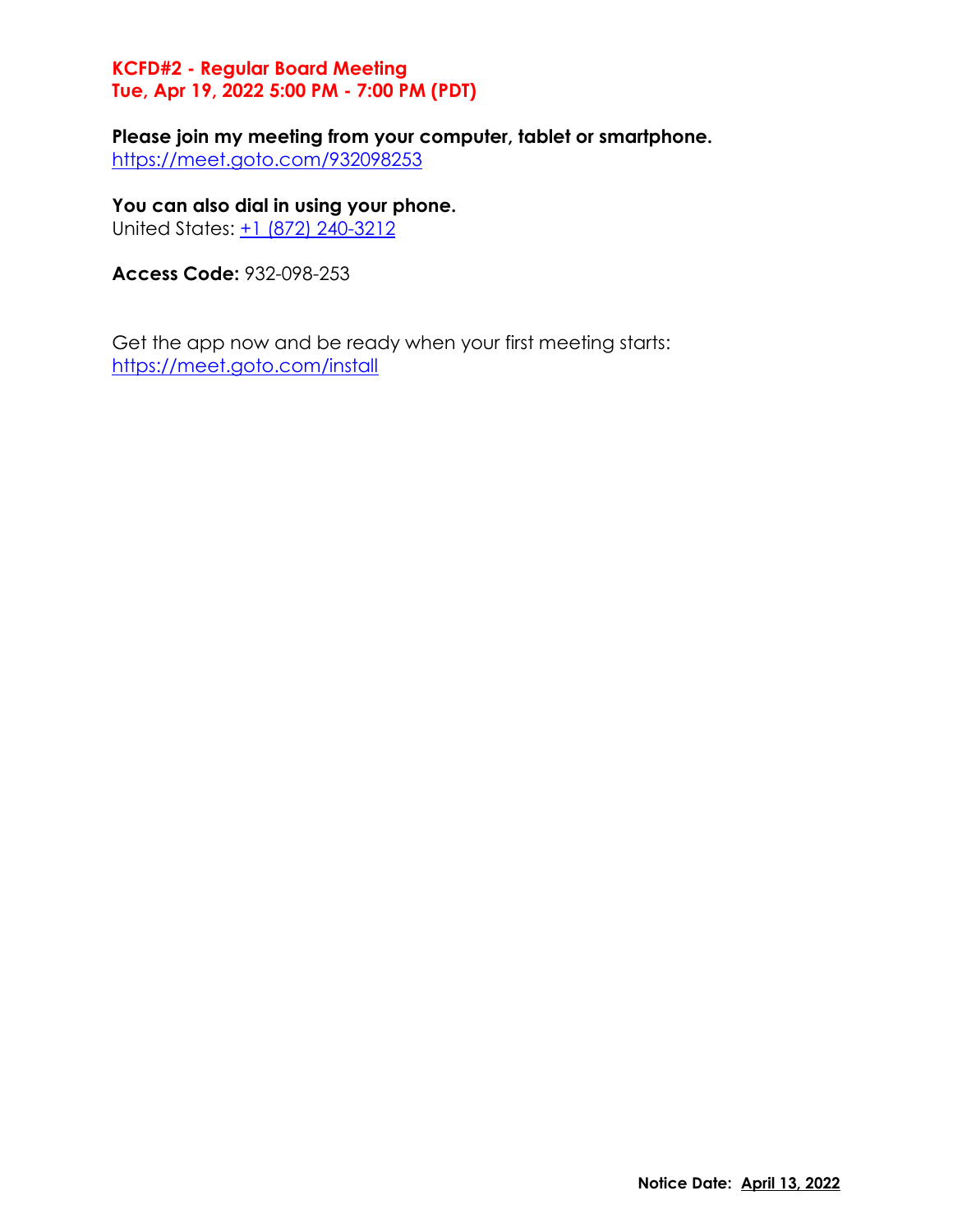**KCFD#2 - Regular Board Meeting**
**Tue, Apr 19, 2022 5:00 PM - 7:00 PM (PDT)**

**Please join my meeting from your computer, tablet or smartphone.**
https://meet.goto.com/932098253

**You can also dial in using your phone.**
United States: +1 (872) 240-3212

**Access Code:** 932-098-253

Get the app now and be ready when your first meeting starts:
https://meet.goto.com/install

**Notice Date: April 13, 2022**